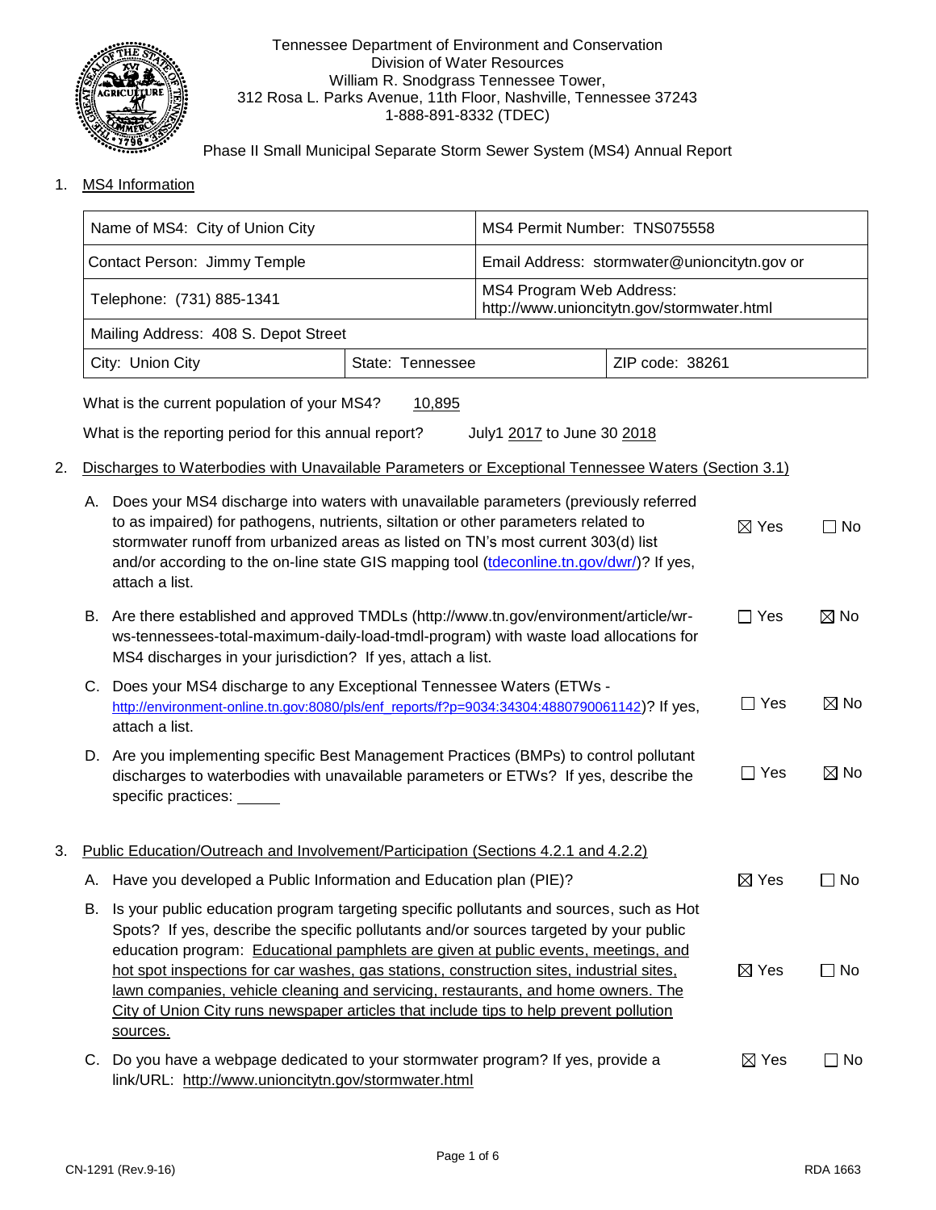Tennessee Department of Environment and Conservation
Division of Water Resources
William R. Snodgrass Tennessee Tower,
312 Rosa L. Parks Avenue, 11th Floor, Nashville, Tennessee 37243
1-888-891-8332 (TDEC)

Phase II Small Municipal Separate Storm Sewer System (MS4) Annual Report

1. MS4 Information

| Name of MS4: City of Union City | | MS4 Permit Number: TNS075558 |
|---|---|---|
| Contact Person: Jimmy Temple | | Email Address: stormwater@unioncitytn.gov or |
| Telephone: (731) 885-1341 | | MS4 Program Web Address: http://www.unioncitytn.gov/stormwater.html |
| Mailing Address: 408 S. Depot Street | | |
| City: Union City | State: Tennessee | ZIP code: 38261 |

What is the current population of your MS4? 10,895

What is the reporting period for this annual report? July1 2017 to June 30 2018

2. Discharges to Waterbodies with Unavailable Parameters or Exceptional Tennessee Waters (Section 3.1)

A. Does your MS4 discharge into waters with unavailable parameters (previously referred to as impaired) for pathogens, nutrients, siltation or other parameters related to stormwater runoff from urbanized areas as listed on TN's most current 303(d) list and/or according to the on-line state GIS mapping tool (tdeconline.tn.gov/dwr/)? If yes, attach a list. ☒ Yes ☐ No

B. Are there established and approved TMDLs (http://www.tn.gov/environment/article/wr-ws-tennessees-total-maximum-daily-load-tmdl-program) with waste load allocations for MS4 discharges in your jurisdiction? If yes, attach a list. ☐ Yes ☒ No

C. Does your MS4 discharge to any Exceptional Tennessee Waters (ETWs - http://environment-online.tn.gov:8080/pls/enf_reports/f?p=9034:34304:4880790061142)? If yes, attach a list. ☐ Yes ☒ No

D. Are you implementing specific Best Management Practices (BMPs) to control pollutant discharges to waterbodies with unavailable parameters or ETWs? If yes, describe the specific practices: _____ ☐ Yes ☒ No

3. Public Education/Outreach and Involvement/Participation (Sections 4.2.1 and 4.2.2)

A. Have you developed a Public Information and Education plan (PIE)? ☒ Yes ☐ No

B. Is your public education program targeting specific pollutants and sources, such as Hot Spots? If yes, describe the specific pollutants and/or sources targeted by your public education program: Educational pamphlets are given at public events, meetings, and hot spot inspections for car washes, gas stations, construction sites, industrial sites, lawn companies, vehicle cleaning and servicing, restaurants, and home owners. The City of Union City runs newspaper articles that include tips to help prevent pollution sources. ☒ Yes ☐ No

C. Do you have a webpage dedicated to your stormwater program? If yes, provide a link/URL: http://www.unioncitytn.gov/stormwater.html ☒ Yes ☐ No

CN-1291 (Rev.9-16) RDA 1663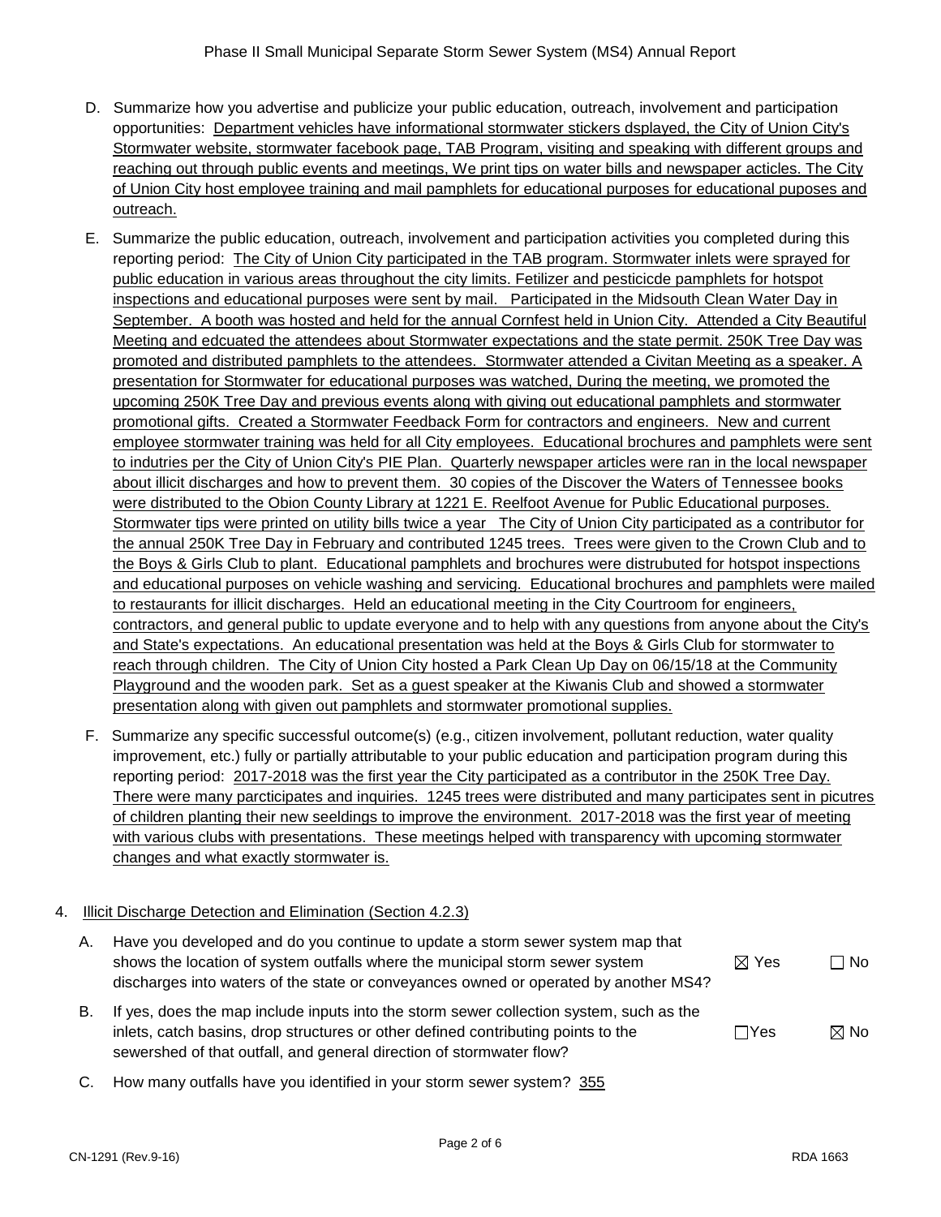D. Summarize how you advertise and publicize your public education, outreach, involvement and participation opportunities: Department vehicles have informational stormwater stickers dsplayed, the City of Union City's Stormwater website, stormwater facebook page, TAB Program, visiting and speaking with different groups and reaching out through public events and meetings, We print tips on water bills and newspaper acticles. The City of Union City host employee training and mail pamphlets for educational purposes for educational puposes and outreach.

E. Summarize the public education, outreach, involvement and participation activities you completed during this reporting period: The City of Union City participated in the TAB program. Stormwater inlets were sprayed for public education in various areas throughout the city limits. Fetilizer and pesticicde pamphlets for hotspot inspections and educational purposes were sent by mail. Participated in the Midsouth Clean Water Day in September. A booth was hosted and held for the annual Cornfest held in Union City. Attended a City Beautiful Meeting and edcuated the attendees about Stormwater expectations and the state permit. 250K Tree Day was promoted and distributed pamphlets to the attendees. Stormwater attended a Civitan Meeting as a speaker. A presentation for Stormwater for educational purposes was watched, During the meeting, we promoted the upcoming 250K Tree Day and previous events along with giving out educational pamphlets and stormwater promotional gifts. Created a Stormwater Feedback Form for contractors and engineers. New and current employee stormwater training was held for all City employees. Educational brochures and pamphlets were sent to indutries per the City of Union City's PIE Plan. Quarterly newspaper articles were ran in the local newspaper about illicit discharges and how to prevent them. 30 copies of the Discover the Waters of Tennessee books were distributed to the Obion County Library at 1221 E. Reelfoot Avenue for Public Educational purposes. Stormwater tips were printed on utility bills twice a year The City of Union City participated as a contributor for the annual 250K Tree Day in February and contributed 1245 trees. Trees were given to the Crown Club and to the Boys & Girls Club to plant. Educational pamphlets and brochures were distrubuted for hotspot inspections and educational purposes on vehicle washing and servicing. Educational brochures and pamphlets were mailed to restaurants for illicit discharges. Held an educational meeting in the City Courtroom for engineers, contractors, and general public to update everyone and to help with any questions from anyone about the City's and State's expectations. An educational presentation was held at the Boys & Girls Club for stormwater to reach through children. The City of Union City hosted a Park Clean Up Day on 06/15/18 at the Community Playground and the wooden park. Set as a guest speaker at the Kiwanis Club and showed a stormwater presentation along with given out pamphlets and stormwater promotional supplies.

F. Summarize any specific successful outcome(s) (e.g., citizen involvement, pollutant reduction, water quality improvement, etc.) fully or partially attributable to your public education and participation program during this reporting period: 2017-2018 was the first year the City participated as a contributor in the 250K Tree Day. There were many parcticipates and inquiries. 1245 trees were distributed and many participates sent in picutres of children planting their new seedlings to improve the environment. 2017-2018 was the first year of meeting with various clubs with presentations. These meetings helped with transparency with upcoming stormwater changes and what exactly stormwater is.

4. Illicit Discharge Detection and Elimination (Section 4.2.3)

A. Have you developed and do you continue to update a storm sewer system map that shows the location of system outfalls where the municipal storm sewer system discharges into waters of the state or conveyances owned or operated by another MS4? ☒ Yes ☐ No

B. If yes, does the map include inputs into the storm sewer collection system, such as the inlets, catch basins, drop structures or other defined contributing points to the sewershed of that outfall, and general direction of stormwater flow? ☐ Yes ☒ No

C. How many outfalls have you identified in your storm sewer system? 355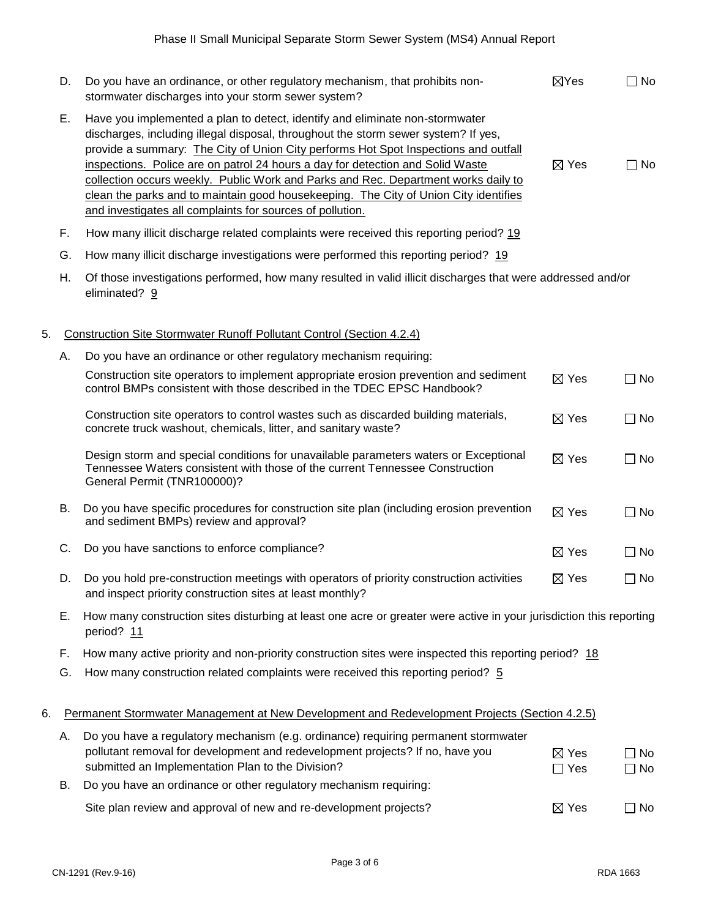D. Do you have an ordinance, or other regulatory mechanism, that prohibits non-stormwater discharges into your storm sewer system? ☒Yes ☐ No

E. Have you implemented a plan to detect, identify and eliminate non-stormwater discharges, including illegal disposal, throughout the storm sewer system? If yes, provide a summary: The City of Union City performs Hot Spot Inspections and outfall inspections. Police are on patrol 24 hours a day for detection and Solid Waste collection occurs weekly. Public Work and Parks and Rec. Department works daily to clean the parks and to maintain good housekeeping. The City of Union City identifies and investigates all complaints for sources of pollution. ☒ Yes ☐ No

F. How many illicit discharge related complaints were received this reporting period? 19

G. How many illicit discharge investigations were performed this reporting period? 19

H. Of those investigations performed, how many resulted in valid illicit discharges that were addressed and/or eliminated? 9

5. Construction Site Stormwater Runoff Pollutant Control (Section 4.2.4)

A. Do you have an ordinance or other regulatory mechanism requiring:

Construction site operators to implement appropriate erosion prevention and sediment control BMPs consistent with those described in the TDEC EPSC Handbook? ☒ Yes ☐ No

Construction site operators to control wastes such as discarded building materials, concrete truck washout, chemicals, litter, and sanitary waste? ☒ Yes ☐ No

Design storm and special conditions for unavailable parameters waters or Exceptional Tennessee Waters consistent with those of the current Tennessee Construction General Permit (TNR100000)? ☒ Yes ☐ No

B. Do you have specific procedures for construction site plan (including erosion prevention and sediment BMPs) review and approval? ☒ Yes ☐ No

C. Do you have sanctions to enforce compliance? ☒ Yes ☐ No

D. Do you hold pre-construction meetings with operators of priority construction activities and inspect priority construction sites at least monthly? ☒ Yes ☐ No

E. How many construction sites disturbing at least one acre or greater were active in your jurisdiction this reporting period? 11

F. How many active priority and non-priority construction sites were inspected this reporting period? 18

G. How many construction related complaints were received this reporting period? 5

6. Permanent Stormwater Management at New Development and Redevelopment Projects (Section 4.2.5)

A. Do you have a regulatory mechanism (e.g. ordinance) requiring permanent stormwater pollutant removal for development and redevelopment projects? ☒ Yes ☐ No
If no, have you submitted an Implementation Plan to the Division? ☐ Yes ☐ No

B. Do you have an ordinance or other regulatory mechanism requiring:

Site plan review and approval of new and re-development projects? ☒ Yes ☐ No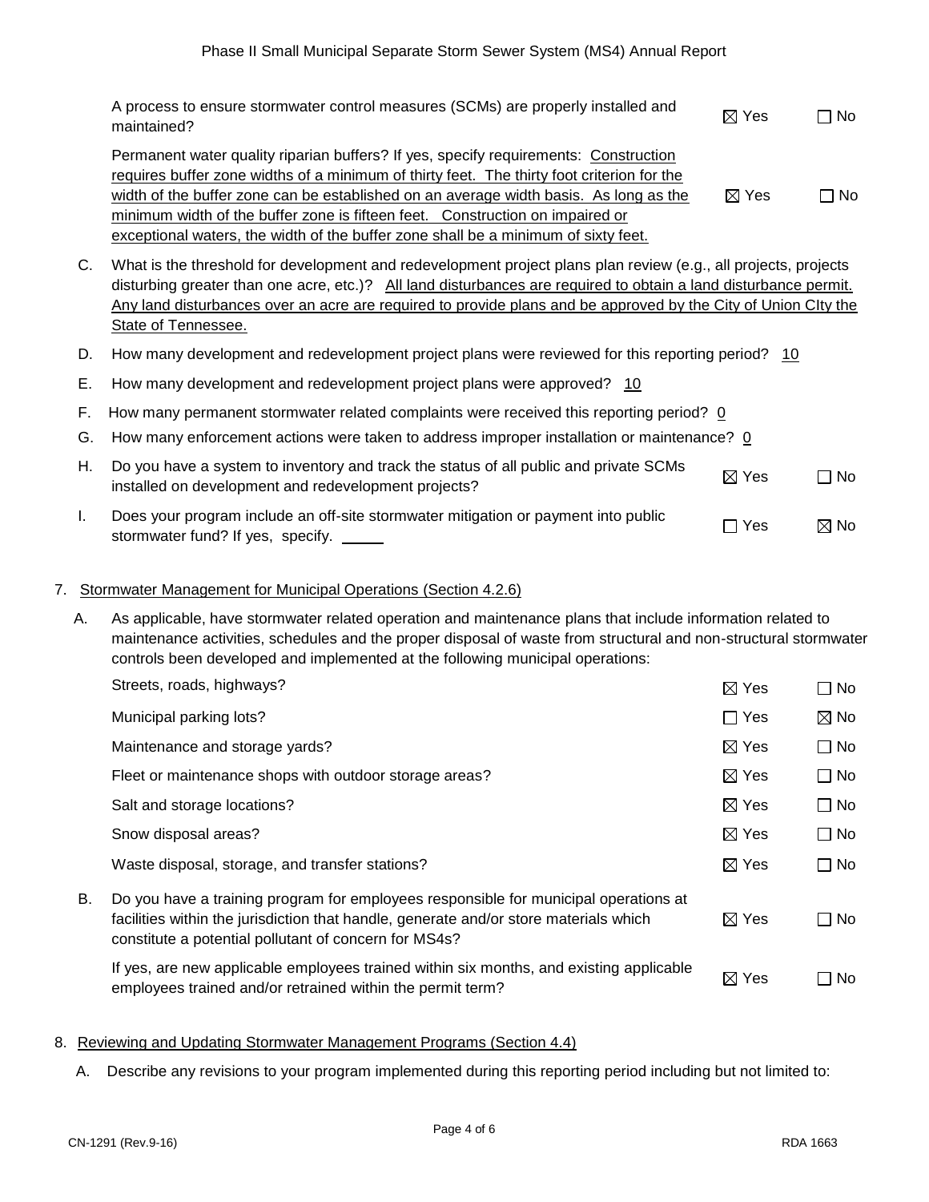A process to ensure stormwater control measures (SCMs) are properly installed and maintained? ☒ Yes ☐ No

Permanent water quality riparian buffers? If yes, specify requirements: Construction requires buffer zone widths of a minimum of thirty feet. The thirty foot criterion for the width of the buffer zone can be established on an average width basis. As long as the minimum width of the buffer zone is fifteen feet. Construction on impaired or exceptional waters, the width of the buffer zone shall be a minimum of sixty feet. ☒ Yes ☐ No

C. What is the threshold for development and redevelopment project plans plan review (e.g., all projects, projects disturbing greater than one acre, etc.)? All land disturbances are required to obtain a land disturbance permit. Any land disturbances over an acre are required to provide plans and be approved by the City of Union CIty the State of Tennessee.

D. How many development and redevelopment project plans were reviewed for this reporting period? 10

E. How many development and redevelopment project plans were approved? 10

F. How many permanent stormwater related complaints were received this reporting period? 0

G. How many enforcement actions were taken to address improper installation or maintenance? 0

H. Do you have a system to inventory and track the status of all public and private SCMs installed on development and redevelopment projects? ☒ Yes ☐ No

I. Does your program include an off-site stormwater mitigation or payment into public stormwater fund? If yes, specify. _____ ☐ Yes ☒ No

7. Stormwater Management for Municipal Operations (Section 4.2.6)

A. As applicable, have stormwater related operation and maintenance plans that include information related to maintenance activities, schedules and the proper disposal of waste from structural and non-structural stormwater controls been developed and implemented at the following municipal operations:

| | Yes | No |
|---|---|---|
| Streets, roads, highways? | ☒ Yes | ☐ No |
| Municipal parking lots? | ☐ Yes | ☒ No |
| Maintenance and storage yards? | ☒ Yes | ☐ No |
| Fleet or maintenance shops with outdoor storage areas? | ☒ Yes | ☐ No |
| Salt and storage locations? | ☒ Yes | ☐ No |
| Snow disposal areas? | ☒ Yes | ☐ No |
| Waste disposal, storage, and transfer stations? | ☒ Yes | ☐ No |

B. Do you have a training program for employees responsible for municipal operations at facilities within the jurisdiction that handle, generate and/or store materials which constitute a potential pollutant of concern for MS4s? ☒ Yes ☐ No

If yes, are new applicable employees trained within six months, and existing applicable employees trained and/or retrained within the permit term? ☒ Yes ☐ No

8. Reviewing and Updating Stormwater Management Programs (Section 4.4)

A. Describe any revisions to your program implemented during this reporting period including but not limited to: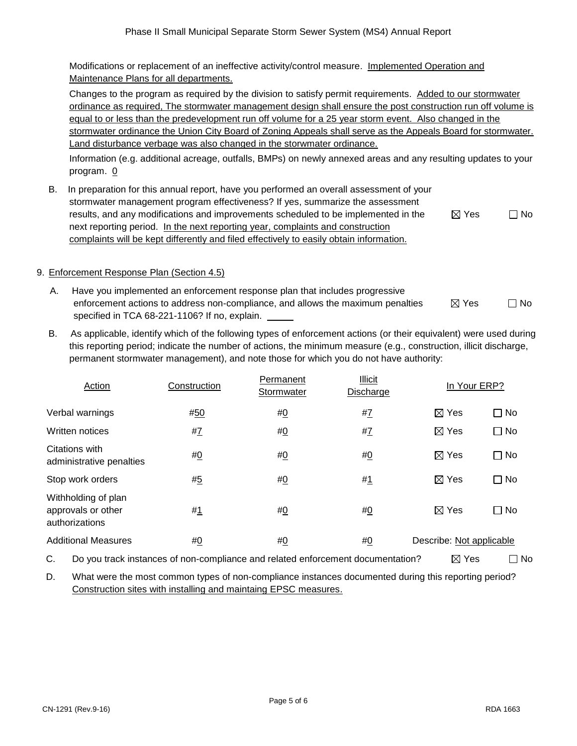Modifications or replacement of an ineffective activity/control measure. Implemented Operation and Maintenance Plans for all departments.

Changes to the program as required by the division to satisfy permit requirements. Added to our stormwater ordinance as required, The stormwater management design shall ensure the post construction run off volume is equal to or less than the predevelopment run off volume for a 25 year storm event. Also changed in the stormwater ordinance the Union City Board of Zoning Appeals shall serve as the Appeals Board for stormwater. Land disturbance verbage was also changed in the storwmater ordinance.

Information (e.g. additional acreage, outfalls, BMPs) on newly annexed areas and any resulting updates to your program. 0

B. In preparation for this annual report, have you performed an overall assessment of your stormwater management program effectiveness? If yes, summarize the assessment results, and any modifications and improvements scheduled to be implemented in the next reporting period. In the next reporting year, complaints and construction complaints will be kept differently and filed effectively to easily obtain information. ☒ Yes ☐ No

9. Enforcement Response Plan (Section 4.5)

A. Have you implemented an enforcement response plan that includes progressive enforcement actions to address non-compliance, and allows the maximum penalties specified in TCA 68-221-1106? If no, explain. _____ ☒ Yes ☐ No

B. As applicable, identify which of the following types of enforcement actions (or their equivalent) were used during this reporting period; indicate the number of actions, the minimum measure (e.g., construction, illicit discharge, permanent stormwater management), and note those for which you do not have authority:

| Action | Construction | Permanent Stormwater | Illicit Discharge | In Your ERP? | |
|---|---|---|---|---|---|
| Verbal warnings | #50 | #0 | #7 | ☒ Yes | ☐ No |
| Written notices | #7 | #0 | #7 | ☒ Yes | ☐ No |
| Citations with administrative penalties | #0 | #0 | #0 | ☒ Yes | ☐ No |
| Stop work orders | #5 | #0 | #1 | ☒ Yes | ☐ No |
| Withholding of plan approvals or other authorizations | #1 | #0 | #0 | ☒ Yes | ☐ No |
| Additional Measures | #0 | #0 | #0 | Describe: Not applicable | |

C. Do you track instances of non-compliance and related enforcement documentation? ☒ Yes ☐ No

D. What were the most common types of non-compliance instances documented during this reporting period? Construction sites with installing and maintaing EPSC measures.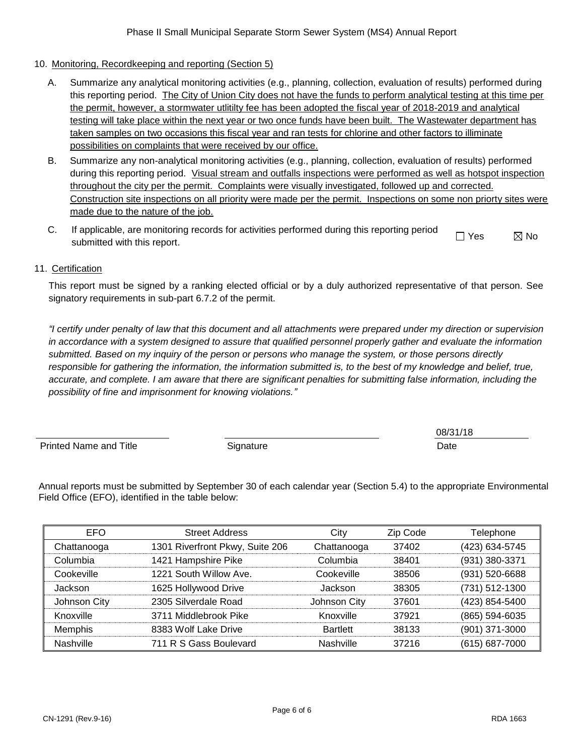10. Monitoring, Recordkeeping and reporting (Section 5)

   A. Summarize any analytical monitoring activities (e.g., planning, collection, evaluation of results) performed during this reporting period. The City of Union City does not have the funds to perform analytical testing at this time per the permit, however, a stormwater utlitilty fee has been adopted the fiscal year of 2018-2019 and analytical testing will take place within the next year or two once funds have been built. The Wastewater department has taken samples on two occasions this fiscal year and ran tests for chlorine and other factors to illiminate possibilities on complaints that were received by our office.

   B. Summarize any non-analytical monitoring activities (e.g., planning, collection, evaluation of results) performed during this reporting period. Visual stream and outfalls inspections were performed as well as hotspot inspection throughout the city per the permit. Complaints were visually investigated, followed up and corrected. Construction site inspections on all priority were made per the permit. Inspections on some non priorty sites were made due to the nature of the job.

   C. If applicable, are monitoring records for activities performed during this reporting period submitted with this report. ☐ Yes ☒ No

11. Certification

   This report must be signed by a ranking elected official or by a duly authorized representative of that person. See signatory requirements in sub-part 6.7.2 of the permit.

   *"I certify under penalty of law that this document and all attachments were prepared under my direction or supervision in accordance with a system designed to assure that qualified personnel properly gather and evaluate the information submitted. Based on my inquiry of the person or persons who manage the system, or those persons directly responsible for gathering the information, the information submitted is, to the best of my knowledge and belief, true, accurate, and complete. I am aware that there are significant penalties for submitting false information, including the possibility of fine and imprisonment for knowing violations."*

| Printed Name and Title | Signature | Date |
|---|---|---|
| | | 08/31/18 |

Annual reports must be submitted by September 30 of each calendar year (Section 5.4) to the appropriate Environmental Field Office (EFO), identified in the table below:

| EFO | Street Address | City | Zip Code | Telephone |
|---|---|---|---|---|
| Chattanooga | 1301 Riverfront Pkwy, Suite 206 | Chattanooga | 37402 | (423) 634-5745 |
| Columbia | 1421 Hampshire Pike | Columbia | 38401 | (931) 380-3371 |
| Cookeville | 1221 South Willow Ave. | Cookeville | 38506 | (931) 520-6688 |
| Jackson | 1625 Hollywood Drive | Jackson | 38305 | (731) 512-1300 |
| Johnson City | 2305 Silverdale Road | Johnson City | 37601 | (423) 854-5400 |
| Knoxville | 3711 Middlebrook Pike | Knoxville | 37921 | (865) 594-6035 |
| Memphis | 8383 Wolf Lake Drive | Bartlett | 38133 | (901) 371-3000 |
| Nashville | 711 R S Gass Boulevard | Nashville | 37216 | (615) 687-7000 |

CN-1291 (Rev.9-16) RDA 1663